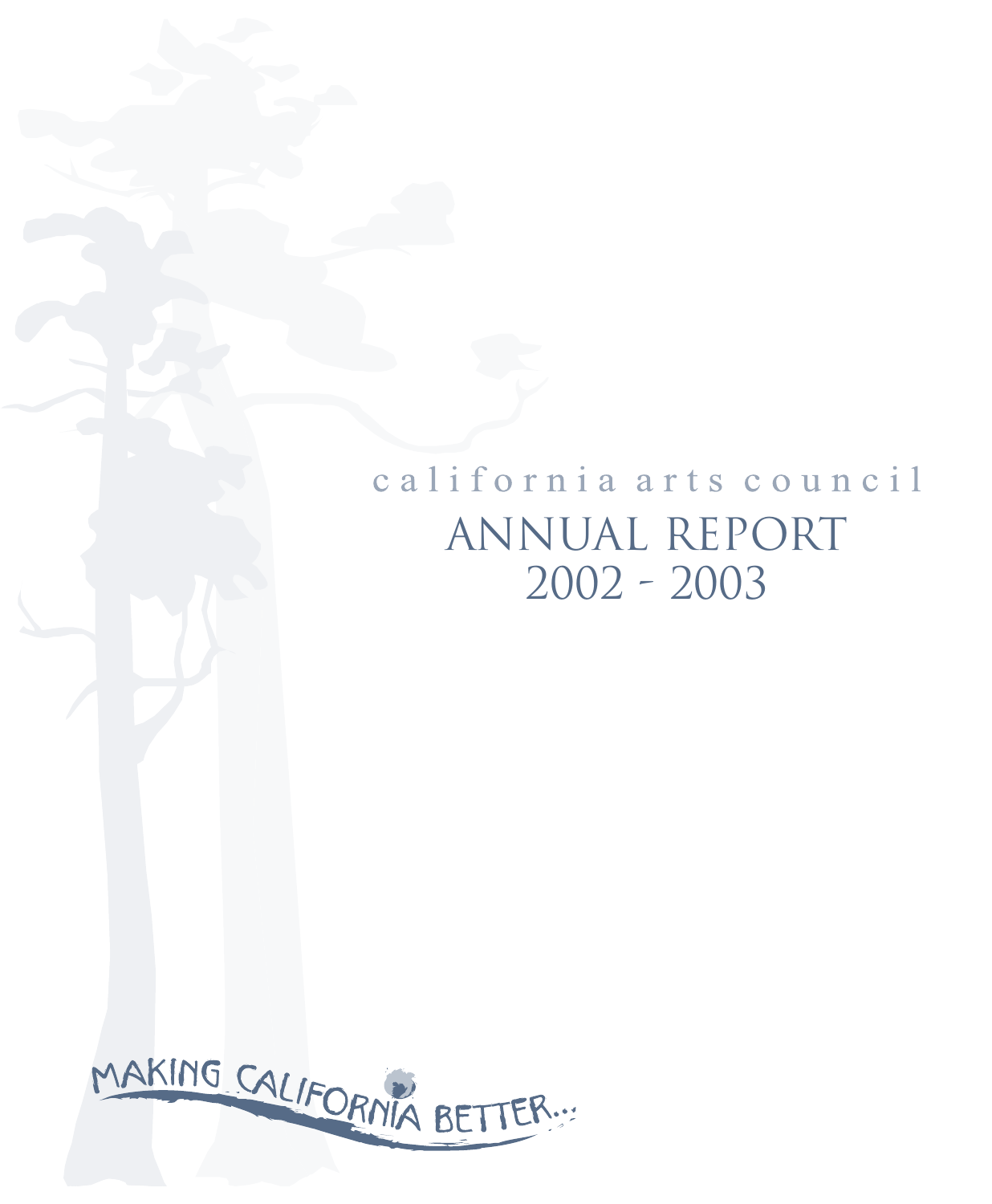california arts council

# ANNUAL REPORT 2002 - 2003

MAKING CALIFORNIA BETTER...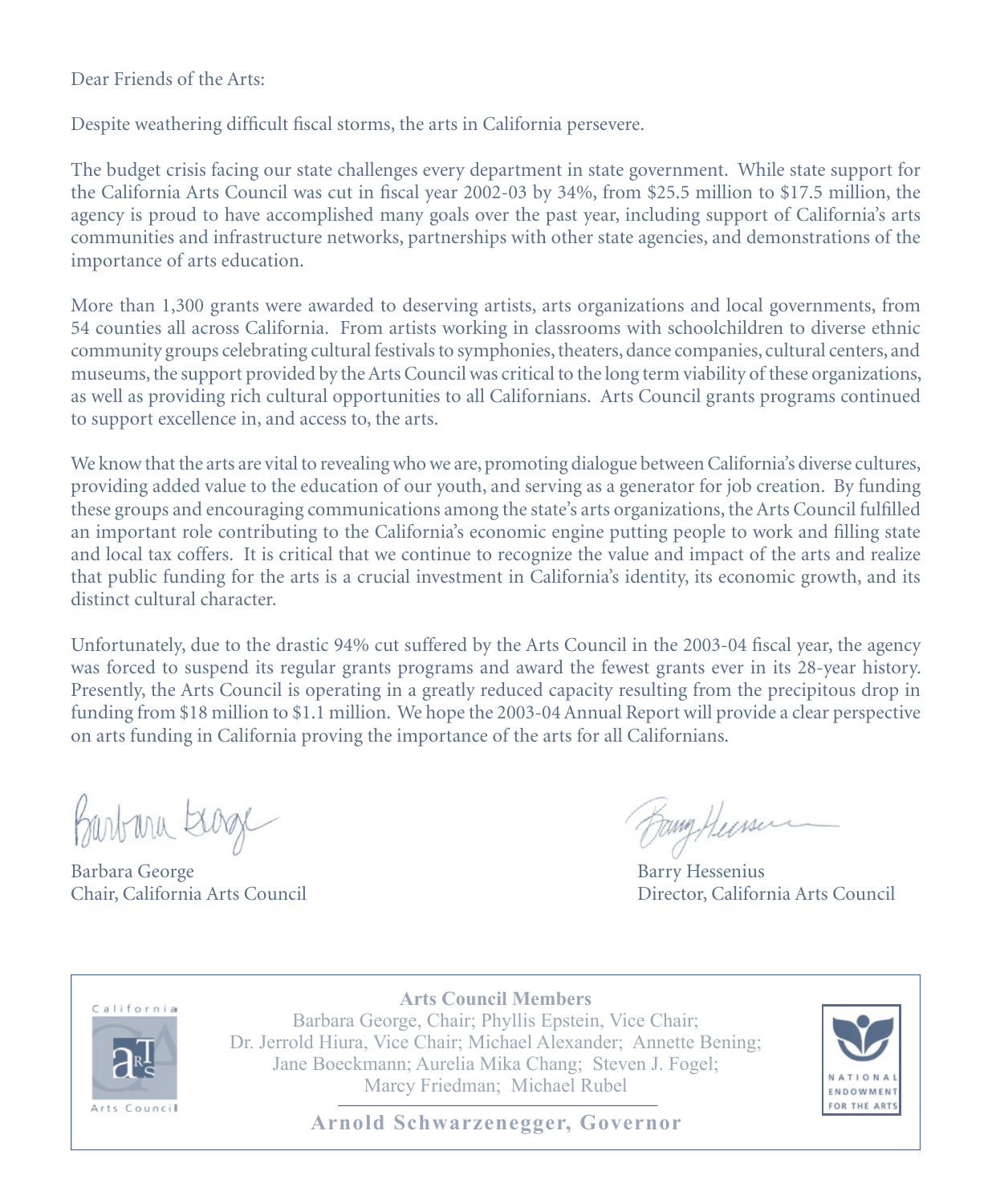Dear Friends of the Arts:

Despite weathering difficult fiscal storms, the arts in California persevere.

The budget crisis facing our state challenges every department in state government. While state support for the California Arts Council was cut in fiscal year 2002-03 by 34%, from $25.5 million to $17.5 million, the agency is proud to have accomplished many goals over the past year, including support of California's arts communities and infrastructure networks, partnerships with other state agencies, and demonstrations of the importance of arts education.

More than 1,300 grants were awarded to deserving artists, arts organizations and local governments, from 54 counties all across California. From artists working in classrooms with schoolchildren to diverse ethnic community groups celebrating cultural festivals to symphonies, theaters, dance companies, cultural centers, and museums, the support provided by the Arts Council was critical to the long term viability of these organizations, as well as providing rich cultural opportunities to all Californians. Arts Council grants programs continued to support excellence in, and access to, the arts.

We know that the arts are vital to revealing who we are, promoting dialogue between California's diverse cultures, providing added value to the education of our youth, and serving as a generator for job creation. By funding these groups and encouraging communications among the state's arts organizations, the Arts Council fulfilled an important role contributing to the California's economic engine putting people to work and filling state and local tax coffers. It is critical that we continue to recognize the value and impact of the arts and realize that public funding for the arts is a crucial investment in California's identity, its economic growth, and its distinct cultural character.

Unfortunately, due to the drastic 94% cut suffered by the Arts Council in the 2003-04 fiscal year, the agency was forced to suspend its regular grants programs and award the fewest grants ever in its 28-year history. Presently, the Arts Council is operating in a greatly reduced capacity resulting from the precipitous drop in funding from $18 million to $1.1 million. We hope the 2003-04 Annual Report will provide a clear perspective on arts funding in California proving the importance of the arts for all Californians.

Barbara George
Chair, California Arts Council

Barry Hessenius
Director, California Arts Council

**Arts Council Members**

Barbara George, Chair; Phyllis Epstein, Vice Chair; Dr. Jerrold Hiura, Vice Chair; Michael Alexander; Annette Bening; Jane Boeckmann; Aurelia Mika Chang; Steven J. Fogel; Marcy Friedman; Michael Rubel

**Arnold Schwarzenegger, Governor**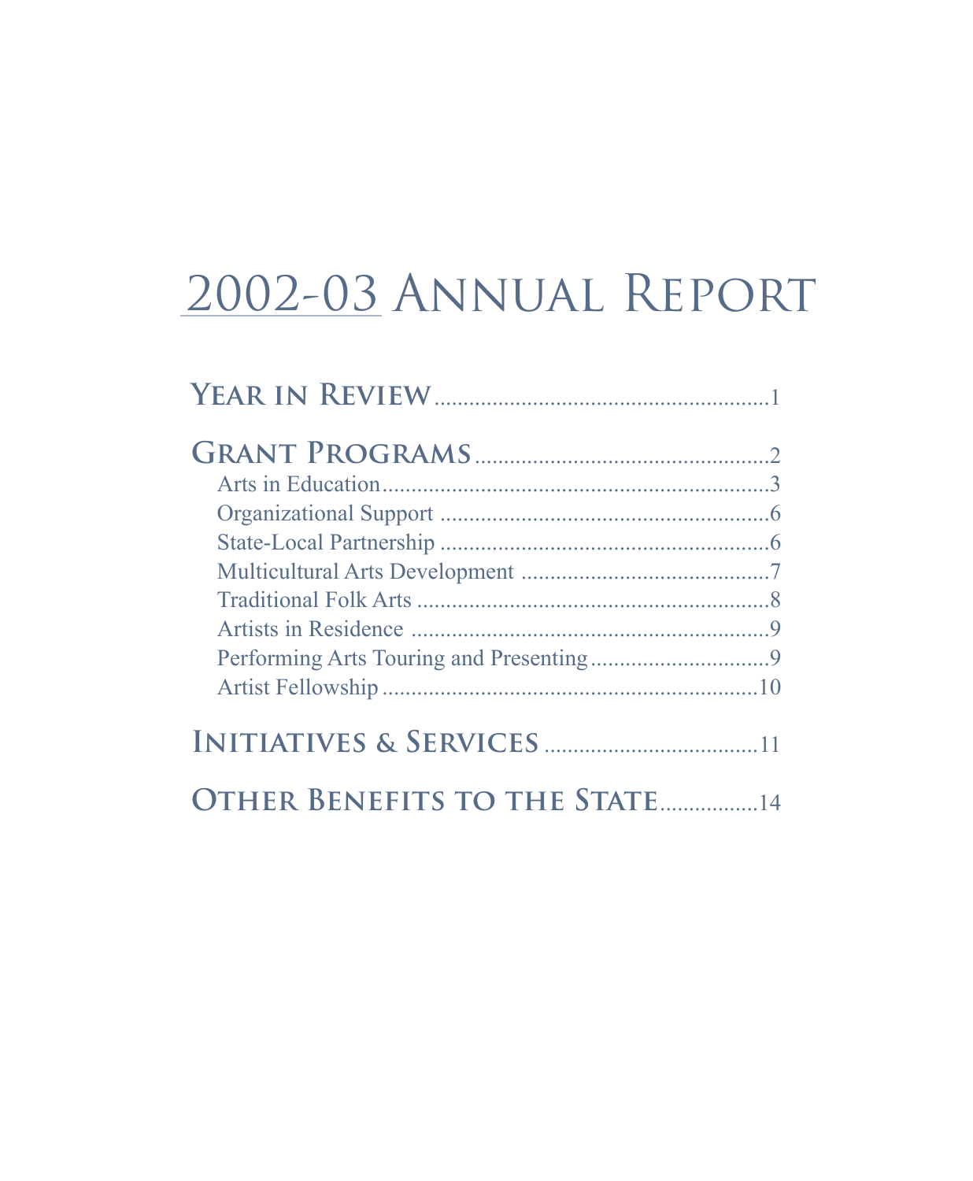# 2002-03 Annual Report

**Year in Review** .......... 1

**Grant Programs** .......... 2

- Arts in Education .......... 3
- Organizational Support .......... 6
- State-Local Partnership .......... 6
- Multicultural Arts Development .......... 7
- Traditional Folk Arts .......... 8
- Artists in Residence .......... 9
- Performing Arts Touring and Presenting .......... 9
- Artist Fellowship .......... 10

**Initiatives & Services** .......... 11

**Other Benefits to the State** .......... 14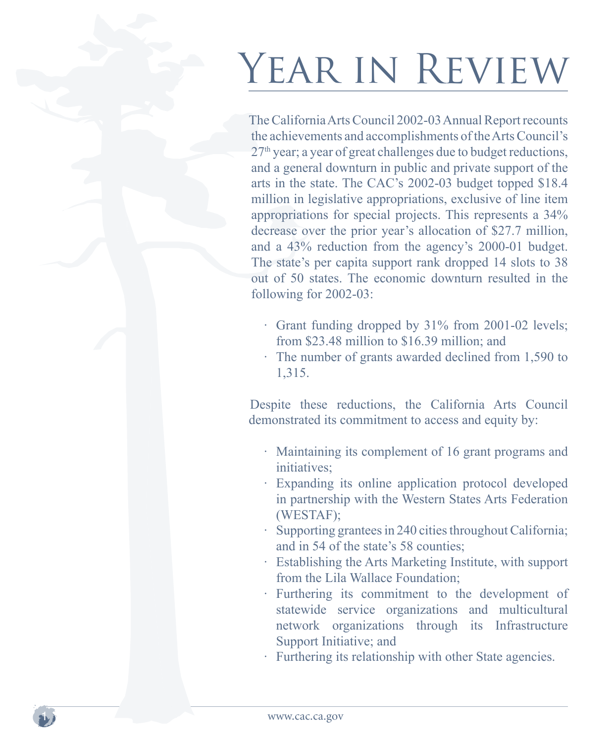# Year in Review

The California Arts Council 2002-03 Annual Report recounts the achievements and accomplishments of the Arts Council's 27th year; a year of great challenges due to budget reductions, and a general downturn in public and private support of the arts in the state. The CAC's 2002-03 budget topped $18.4 million in legislative appropriations, exclusive of line item appropriations for special projects. This represents a 34% decrease over the prior year's allocation of $27.7 million, and a 43% reduction from the agency's 2000-01 budget. The state's per capita support rank dropped 14 slots to 38 out of 50 states. The economic downturn resulted in the following for 2002-03:

- Grant funding dropped by 31% from 2001-02 levels; from $23.48 million to $16.39 million; and
- The number of grants awarded declined from 1,590 to 1,315.

Despite these reductions, the California Arts Council demonstrated its commitment to access and equity by:

- Maintaining its complement of 16 grant programs and initiatives;
- Expanding its online application protocol developed in partnership with the Western States Arts Federation (WESTAF);
- Supporting grantees in 240 cities throughout California; and in 54 of the state's 58 counties;
- Establishing the Arts Marketing Institute, with support from the Lila Wallace Foundation;
- Furthering its commitment to the development of statewide service organizations and multicultural network organizations through its Infrastructure Support Initiative; and
- Furthering its relationship with other State agencies.

www.cac.ca.gov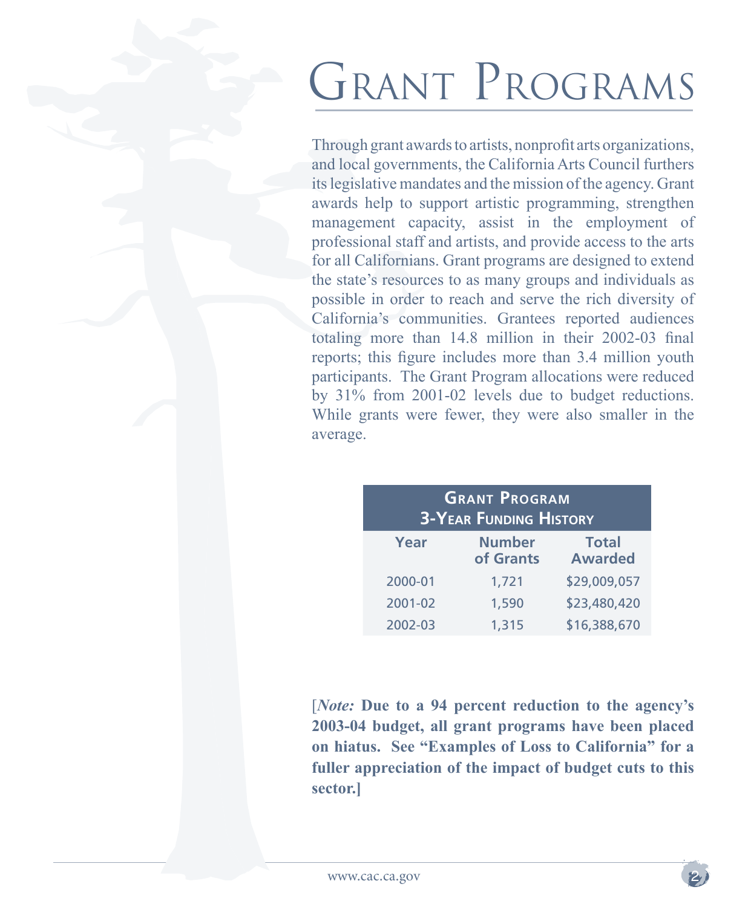# Grant Programs

Through grant awards to artists, nonprofit arts organizations, and local governments, the California Arts Council furthers its legislative mandates and the mission of the agency. Grant awards help to support artistic programming, strengthen management capacity, assist in the employment of professional staff and artists, and provide access to the arts for all Californians. Grant programs are designed to extend the state's resources to as many groups and individuals as possible in order to reach and serve the rich diversity of California's communities. Grantees reported audiences totaling more than 14.8 million in their 2002-03 final reports; this figure includes more than 3.4 million youth participants. The Grant Program allocations were reduced by 31% from 2001-02 levels due to budget reductions. While grants were fewer, they were also smaller in the average.

**Grant Program 3-Year Funding History**

| Year | Number of Grants | Total Awarded |
|---|---|---|
| 2000-01 | 1,721 | $29,009,057 |
| 2001-02 | 1,590 | $23,480,420 |
| 2002-03 | 1,315 | $16,388,670 |

**[*Note:* Due to a 94 percent reduction to the agency's 2003-04 budget, all grant programs have been placed on hiatus. See "Examples of Loss to California" for a fuller appreciation of the impact of budget cuts to this sector.]**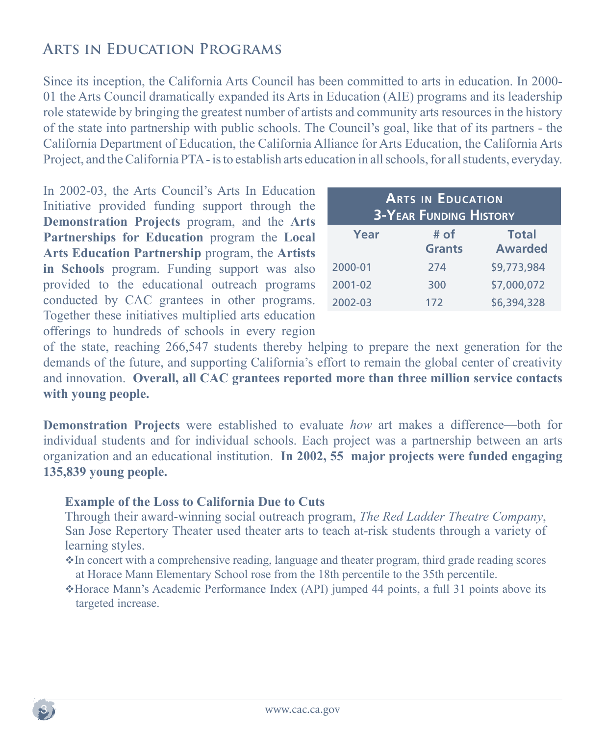## Arts in Education Programs

Since its inception, the California Arts Council has been committed to arts in education. In 2000-01 the Arts Council dramatically expanded its Arts in Education (AIE) programs and its leadership role statewide by bringing the greatest number of artists and community arts resources in the history of the state into partnership with public schools. The Council's goal, like that of its partners - the California Department of Education, the California Alliance for Arts Education, the California Arts Project, and the California PTA - is to establish arts education in all schools, for all students, everyday.

| Arts in Education 3-Year Funding History | | |
|---|---|---|
| Year | # of Grants | Total Awarded |
| 2000-01 | 274 | $9,773,984 |
| 2001-02 | 300 | $7,000,072 |
| 2002-03 | 172 | $6,394,328 |

In 2002-03, the Arts Council's Arts In Education Initiative provided funding support through the **Demonstration Projects** program, and the **Arts Partnerships for Education** program the **Local Arts Education Partnership** program, the **Artists in Schools** program. Funding support was also provided to the educational outreach programs conducted by CAC grantees in other programs. Together these initiatives multiplied arts education offerings to hundreds of schools in every region of the state, reaching 266,547 students thereby helping to prepare the next generation for the demands of the future, and supporting California's effort to remain the global center of creativity and innovation. **Overall, all CAC grantees reported more than three million service contacts with young people.**

**Demonstration Projects** were established to evaluate *how* art makes a difference—both for individual students and for individual schools. Each project was a partnership between an arts organization and an educational institution. **In 2002, 55 major projects were funded engaging 135,839 young people.**

**Example of the Loss to California Due to Cuts**

Through their award-winning social outreach program, *The Red Ladder Theatre Company*, San Jose Repertory Theater used theater arts to teach at-risk students through a variety of learning styles.

- In concert with a comprehensive reading, language and theater program, third grade reading scores at Horace Mann Elementary School rose from the 18th percentile to the 35th percentile.
- Horace Mann's Academic Performance Index (API) jumped 44 points, a full 31 points above its targeted increase.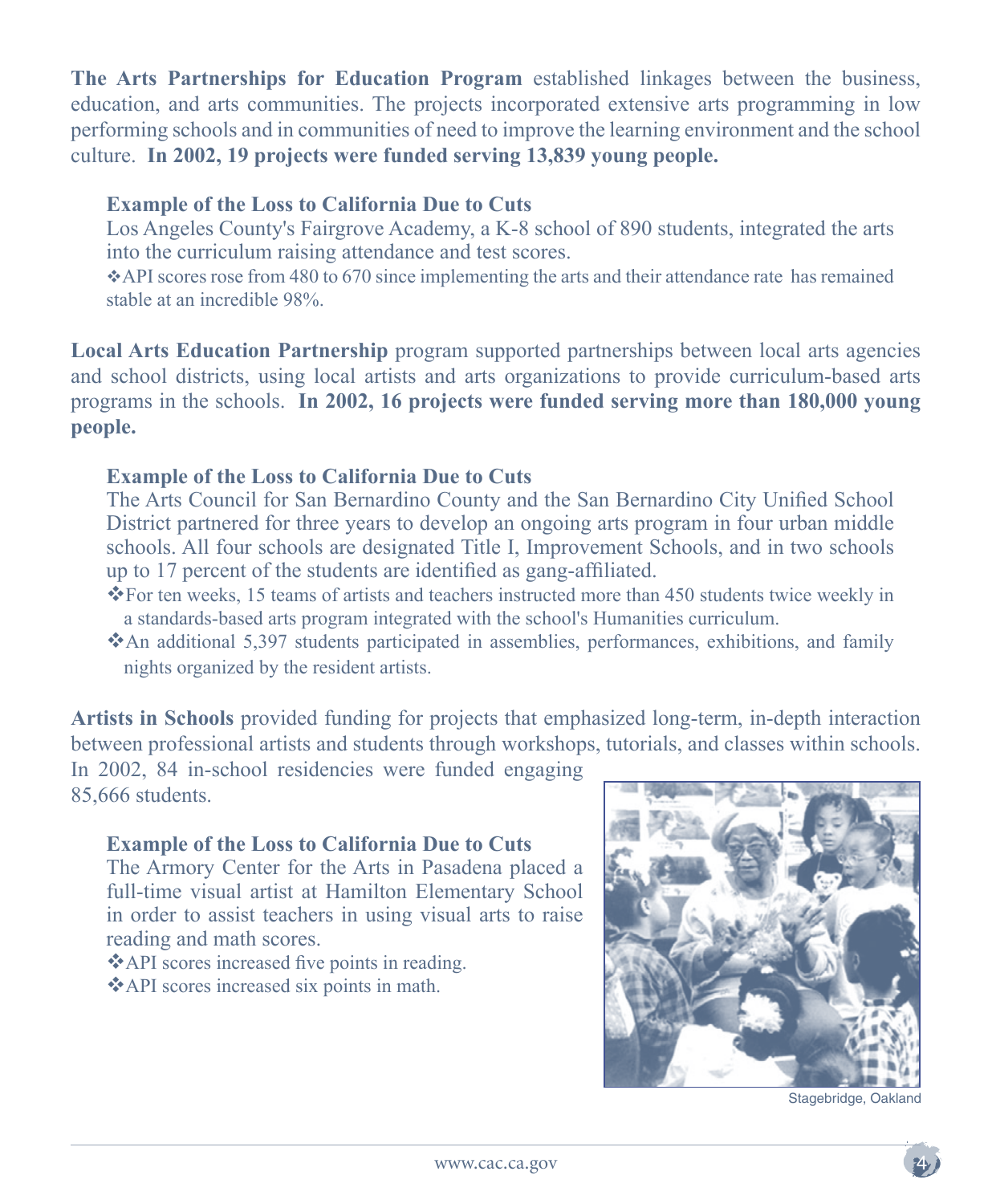**The Arts Partnerships for Education Program** established linkages between the business, education, and arts communities. The projects incorporated extensive arts programming in low performing schools and in communities of need to improve the learning environment and the school culture. **In 2002, 19 projects were funded serving 13,839 young people.**

### Example of the Loss to California Due to Cuts

Los Angeles County's Fairgrove Academy, a K-8 school of 890 students, integrated the arts into the curriculum raising attendance and test scores.

❖API scores rose from 480 to 670 since implementing the arts and their attendance rate has remained stable at an incredible 98%.

**Local Arts Education Partnership** program supported partnerships between local arts agencies and school districts, using local artists and arts organizations to provide curriculum-based arts programs in the schools. **In 2002, 16 projects were funded serving more than 180,000 young people.**

### Example of the Loss to California Due to Cuts

The Arts Council for San Bernardino County and the San Bernardino City Unified School District partnered for three years to develop an ongoing arts program in four urban middle schools. All four schools are designated Title I, Improvement Schools, and in two schools up to 17 percent of the students are identified as gang-affiliated.

❖For ten weeks, 15 teams of artists and teachers instructed more than 450 students twice weekly in a standards-based arts program integrated with the school's Humanities curriculum.

❖An additional 5,397 students participated in assemblies, performances, exhibitions, and family nights organized by the resident artists.

**Artists in Schools** provided funding for projects that emphasized long-term, in-depth interaction between professional artists and students through workshops, tutorials, and classes within schools. In 2002, 84 in-school residencies were funded engaging 85,666 students.

### Example of the Loss to California Due to Cuts

The Armory Center for the Arts in Pasadena placed a full-time visual artist at Hamilton Elementary School in order to assist teachers in using visual arts to raise reading and math scores.

❖API scores increased five points in reading.

❖API scores increased six points in math.

Stagebridge, Oakland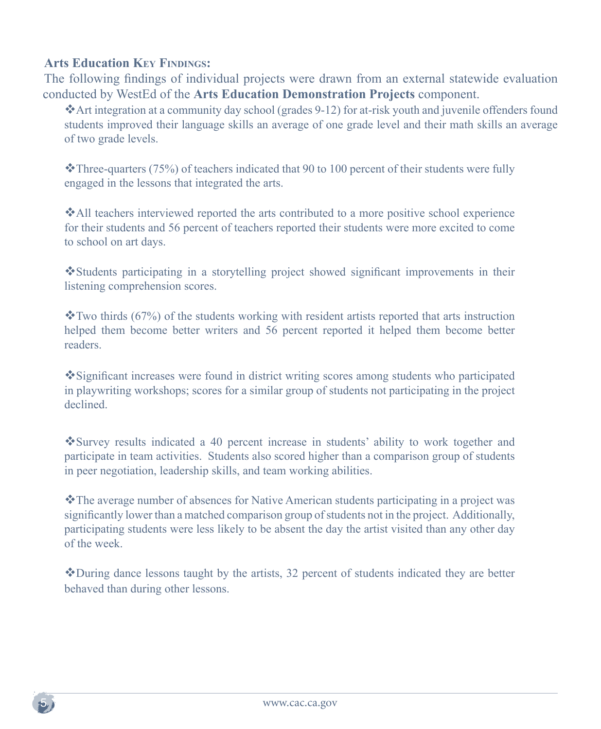**Arts Education Key Findings:**

The following findings of individual projects were drawn from an external statewide evaluation conducted by WestEd of the **Arts Education Demonstration Projects** component.

- ❖Art integration at a community day school (grades 9-12) for at-risk youth and juvenile offenders found students improved their language skills an average of one grade level and their math skills an average of two grade levels.

- ❖Three-quarters (75%) of teachers indicated that 90 to 100 percent of their students were fully engaged in the lessons that integrated the arts.

- ❖All teachers interviewed reported the arts contributed to a more positive school experience for their students and 56 percent of teachers reported their students were more excited to come to school on art days.

- ❖Students participating in a storytelling project showed significant improvements in their listening comprehension scores.

- ❖Two thirds (67%) of the students working with resident artists reported that arts instruction helped them become better writers and 56 percent reported it helped them become better readers.

- ❖Significant increases were found in district writing scores among students who participated in playwriting workshops; scores for a similar group of students not participating in the project declined.

- ❖Survey results indicated a 40 percent increase in students' ability to work together and participate in team activities. Students also scored higher than a comparison group of students in peer negotiation, leadership skills, and team working abilities.

- ❖The average number of absences for Native American students participating in a project was significantly lower than a matched comparison group of students not in the project. Additionally, participating students were less likely to be absent the day the artist visited than any other day of the week.

- ❖During dance lessons taught by the artists, 32 percent of students indicated they are better behaved than during other lessons.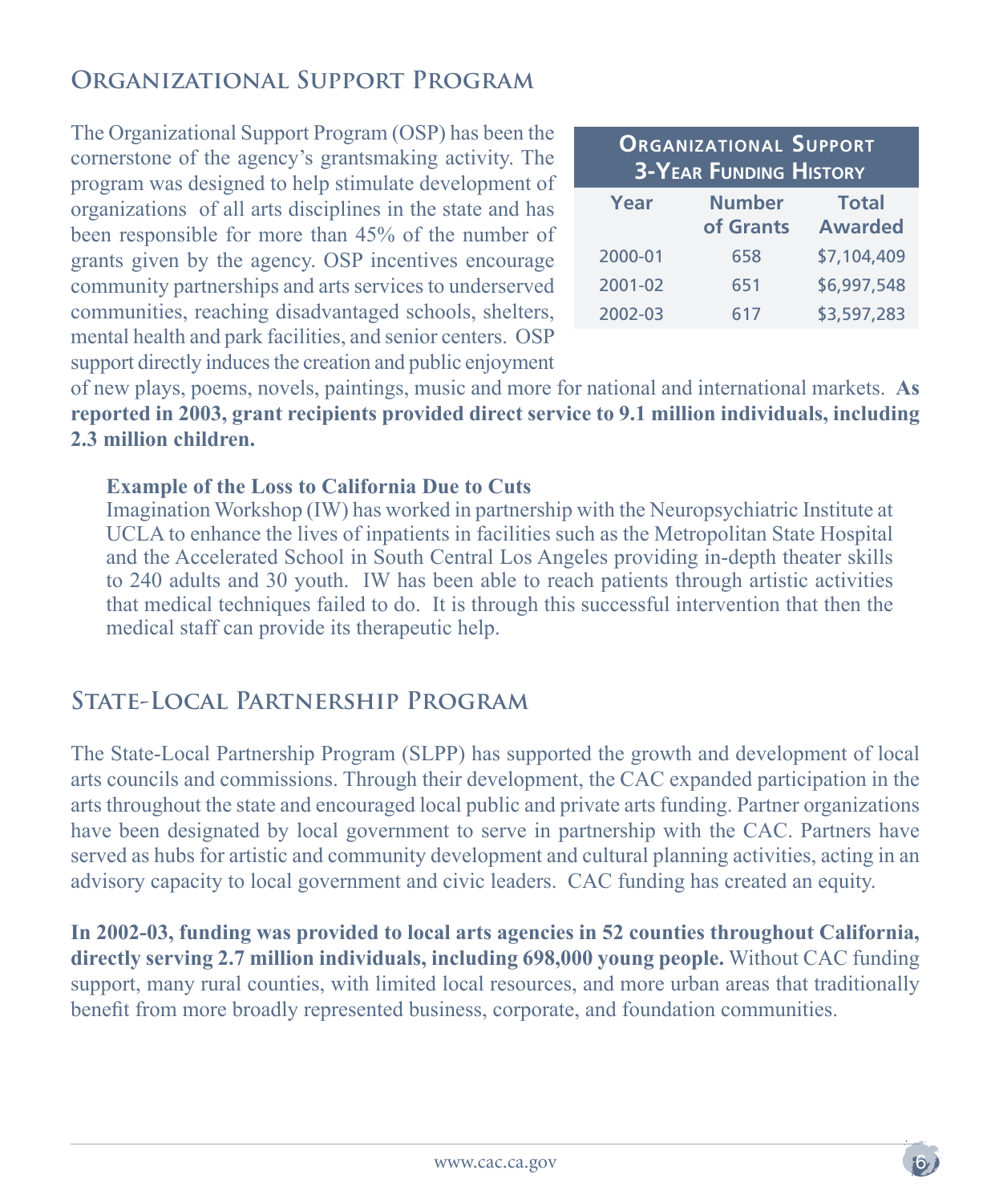## Organizational Support Program

The Organizational Support Program (OSP) has been the cornerstone of the agency's grantsmaking activity. The program was designed to help stimulate development of organizations of all arts disciplines in the state and has been responsible for more than 45% of the number of grants given by the agency. OSP incentives encourage community partnerships and arts services to underserved communities, reaching disadvantaged schools, shelters, mental health and park facilities, and senior centers. OSP support directly induces the creation and public enjoyment of new plays, poems, novels, paintings, music and more for national and international markets. **As reported in 2003, grant recipients provided direct service to 9.1 million individuals, including 2.3 million children.**

| Organizational Support 3-Year Funding History | | |
|---|---|---|
| Year | Number of Grants | Total Awarded |
| 2000-01 | 658 | $7,104,409 |
| 2001-02 | 651 | $6,997,548 |
| 2002-03 | 617 | $3,597,283 |

**Example of the Loss to California Due to Cuts**

Imagination Workshop (IW) has worked in partnership with the Neuropsychiatric Institute at UCLA to enhance the lives of inpatients in facilities such as the Metropolitan State Hospital and the Accelerated School in South Central Los Angeles providing in-depth theater skills to 240 adults and 30 youth. IW has been able to reach patients through artistic activities that medical techniques failed to do. It is through this successful intervention that then the medical staff can provide its therapeutic help.

## State-Local Partnership Program

The State-Local Partnership Program (SLPP) has supported the growth and development of local arts councils and commissions. Through their development, the CAC expanded participation in the arts throughout the state and encouraged local public and private arts funding. Partner organizations have been designated by local government to serve in partnership with the CAC. Partners have served as hubs for artistic and community development and cultural planning activities, acting in an advisory capacity to local government and civic leaders. CAC funding has created an equity.

**In 2002-03, funding was provided to local arts agencies in 52 counties throughout California, directly serving 2.7 million individuals, including 698,000 young people.** Without CAC funding support, many rural counties, with limited local resources, and more urban areas that traditionally benefit from more broadly represented business, corporate, and foundation communities.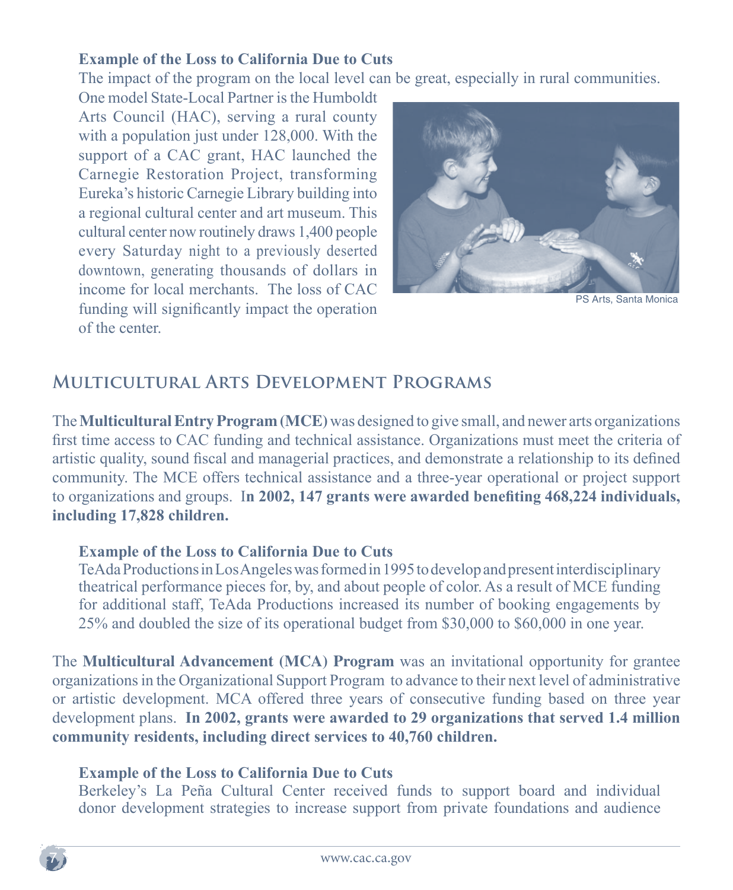**Example of the Loss to California Due to Cuts**

The impact of the program on the local level can be great, especially in rural communities. One model State-Local Partner is the Humboldt Arts Council (HAC), serving a rural county with a population just under 128,000. With the support of a CAC grant, HAC launched the Carnegie Restoration Project, transforming Eureka's historic Carnegie Library building into a regional cultural center and art museum. This cultural center now routinely draws 1,400 people every Saturday night to a previously deserted downtown, generating thousands of dollars in income for local merchants. The loss of CAC funding will significantly impact the operation of the center.

PS Arts, Santa Monica

## Multicultural Arts Development Programs

The **Multicultural Entry Program (MCE)** was designed to give small, and newer arts organizations first time access to CAC funding and technical assistance. Organizations must meet the criteria of artistic quality, sound fiscal and managerial practices, and demonstrate a relationship to its defined community. The MCE offers technical assistance and a three-year operational or project support to organizations and groups. **In 2002, 147 grants were awarded benefiting 468,224 individuals, including 17,828 children.**

**Example of the Loss to California Due to Cuts**

TeAda Productions in Los Angeles was formed in 1995 to develop and present interdisciplinary theatrical performance pieces for, by, and about people of color. As a result of MCE funding for additional staff, TeAda Productions increased its number of booking engagements by 25% and doubled the size of its operational budget from $30,000 to $60,000 in one year.

The **Multicultural Advancement (MCA) Program** was an invitational opportunity for grantee organizations in the Organizational Support Program to advance to their next level of administrative or artistic development. MCA offered three years of consecutive funding based on three year development plans. **In 2002, grants were awarded to 29 organizations that served 1.4 million community residents, including direct services to 40,760 children.**

**Example of the Loss to California Due to Cuts**

Berkeley's La Peña Cultural Center received funds to support board and individual donor development strategies to increase support from private foundations and audience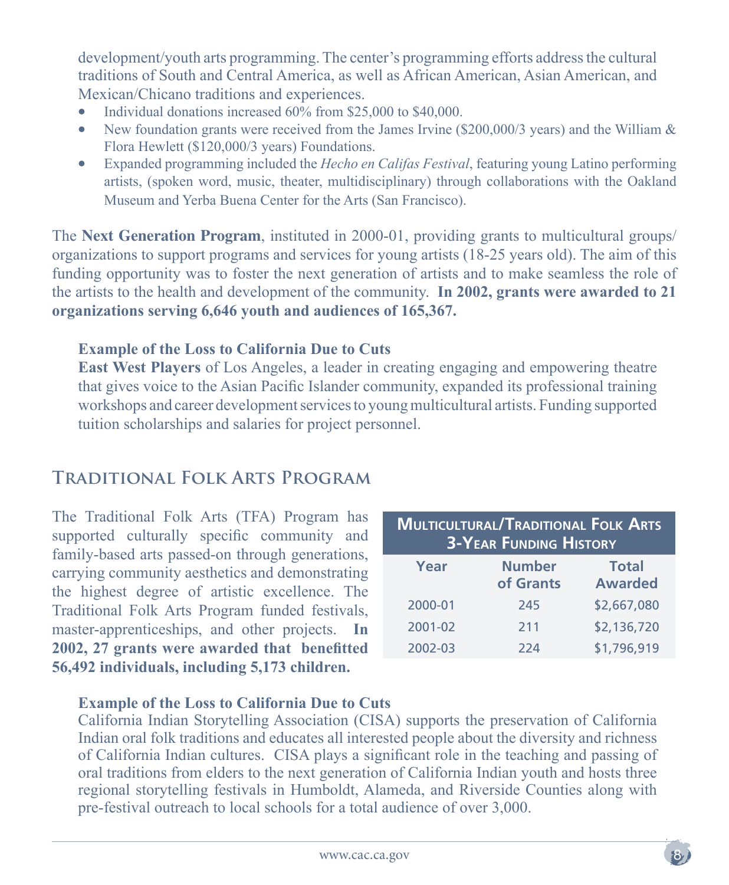development/youth arts programming. The center's programming efforts address the cultural traditions of South and Central America, as well as African American, Asian American, and Mexican/Chicano traditions and experiences.

- Individual donations increased 60% from $25,000 to $40,000.
- New foundation grants were received from the James Irvine ($200,000/3 years) and the William & Flora Hewlett ($120,000/3 years) Foundations.
- Expanded programming included the *Hecho en Califas Festival*, featuring young Latino performing artists, (spoken word, music, theater, multidisciplinary) through collaborations with the Oakland Museum and Yerba Buena Center for the Arts (San Francisco).

The **Next Generation Program**, instituted in 2000-01, providing grants to multicultural groups/organizations to support programs and services for young artists (18-25 years old). The aim of this funding opportunity was to foster the next generation of artists and to make seamless the role of the artists to the health and development of the community. **In 2002, grants were awarded to 21 organizations serving 6,646 youth and audiences of 165,367.**

**Example of the Loss to California Due to Cuts**
**East West Players** of Los Angeles, a leader in creating engaging and empowering theatre that gives voice to the Asian Pacific Islander community, expanded its professional training workshops and career development services to young multicultural artists. Funding supported tuition scholarships and salaries for project personnel.

## Traditional Folk Arts Program

The Traditional Folk Arts (TFA) Program has supported culturally specific community and family-based arts passed-on through generations, carrying community aesthetics and demonstrating the highest degree of artistic excellence. The Traditional Folk Arts Program funded festivals, master-apprenticeships, and other projects. **In 2002, 27 grants were awarded that benefitted 56,492 individuals, including 5,173 children.**

**Multicultural/Traditional Folk Arts 3-Year Funding History**

| Year | Number of Grants | Total Awarded |
|---|---|---|
| 2000-01 | 245 | $2,667,080 |
| 2001-02 | 211 | $2,136,720 |
| 2002-03 | 224 | $1,796,919 |

**Example of the Loss to California Due to Cuts**
California Indian Storytelling Association (CISA) supports the preservation of California Indian oral folk traditions and educates all interested people about the diversity and richness of California Indian cultures. CISA plays a significant role in the teaching and passing of oral traditions from elders to the next generation of California Indian youth and hosts three regional storytelling festivals in Humboldt, Alameda, and Riverside Counties along with pre-festival outreach to local schools for a total audience of over 3,000.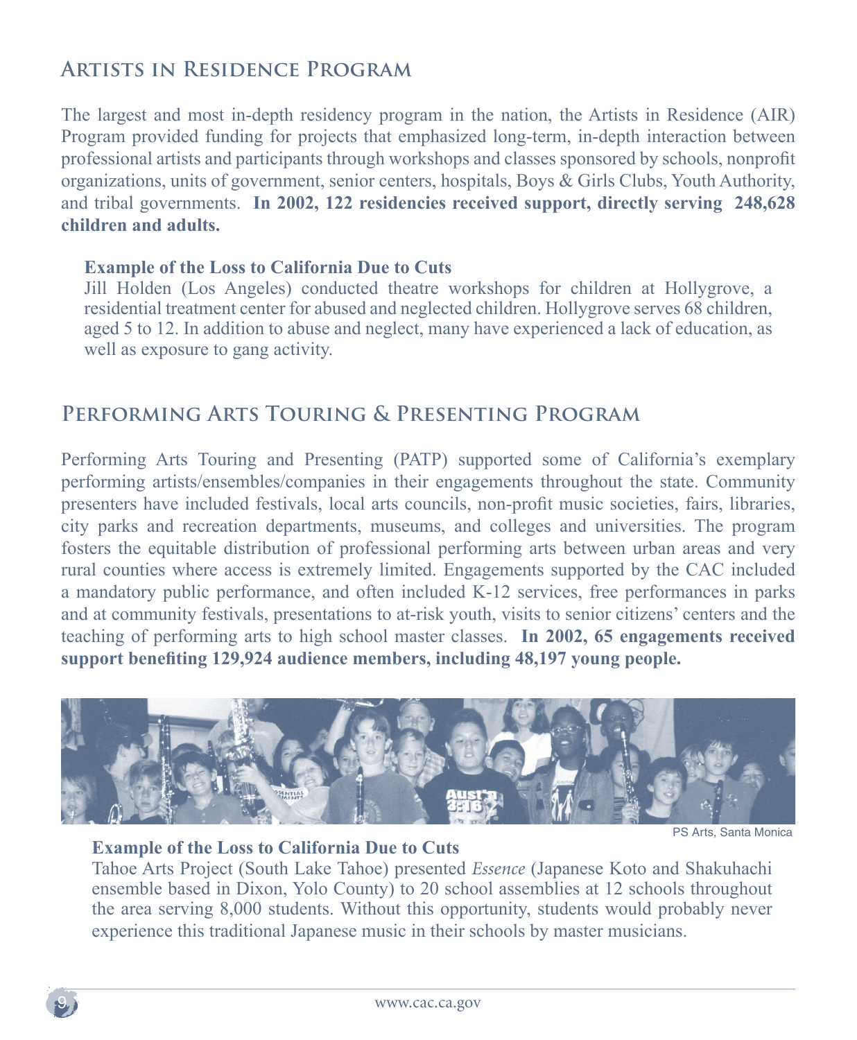## Artists in Residence Program

The largest and most in-depth residency program in the nation, the Artists in Residence (AIR) Program provided funding for projects that emphasized long-term, in-depth interaction between professional artists and participants through workshops and classes sponsored by schools, nonprofit organizations, units of government, senior centers, hospitals, Boys & Girls Clubs, Youth Authority, and tribal governments. **In 2002, 122 residencies received support, directly serving 248,628 children and adults.**

**Example of the Loss to California Due to Cuts**
Jill Holden (Los Angeles) conducted theatre workshops for children at Hollygrove, a residential treatment center for abused and neglected children. Hollygrove serves 68 children, aged 5 to 12. In addition to abuse and neglect, many have experienced a lack of education, as well as exposure to gang activity.

## Performing Arts Touring & Presenting Program

Performing Arts Touring and Presenting (PATP) supported some of California's exemplary performing artists/ensembles/companies in their engagements throughout the state. Community presenters have included festivals, local arts councils, non-profit music societies, fairs, libraries, city parks and recreation departments, museums, and colleges and universities. The program fosters the equitable distribution of professional performing arts between urban areas and very rural counties where access is extremely limited. Engagements supported by the CAC included a mandatory public performance, and often included K-12 services, free performances in parks and at community festivals, presentations to at-risk youth, visits to senior citizens' centers and the teaching of performing arts to high school master classes. **In 2002, 65 engagements received support benefiting 129,924 audience members, including 48,197 young people.**

PS Arts, Santa Monica

**Example of the Loss to California Due to Cuts**
Tahoe Arts Project (South Lake Tahoe) presented *Essence* (Japanese Koto and Shakuhachi ensemble based in Dixon, Yolo County) to 20 school assemblies at 12 schools throughout the area serving 8,000 students. Without this opportunity, students would probably never experience this traditional Japanese music in their schools by master musicians.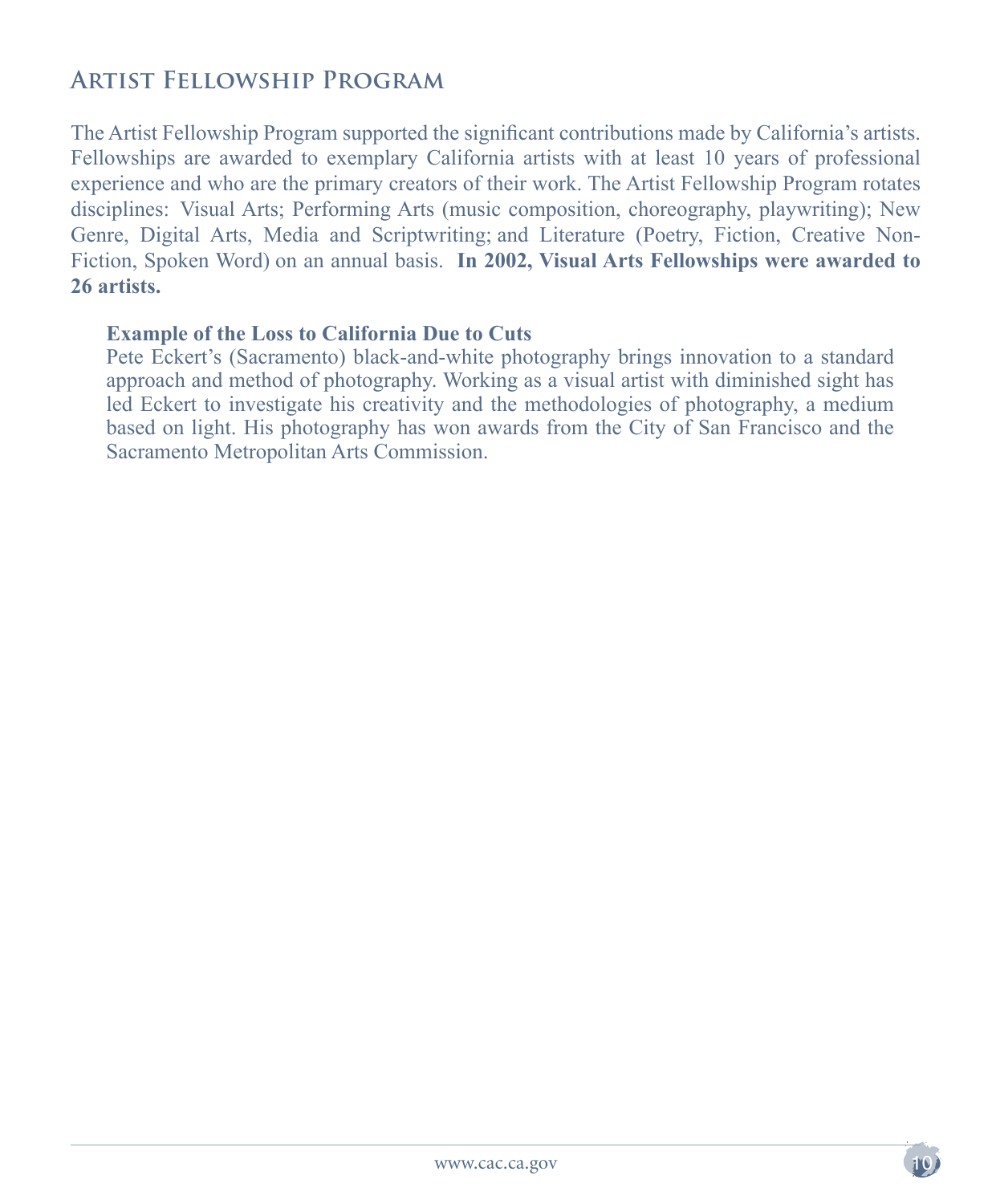## Artist Fellowship Program

The Artist Fellowship Program supported the significant contributions made by California's artists. Fellowships are awarded to exemplary California artists with at least 10 years of professional experience and who are the primary creators of their work. The Artist Fellowship Program rotates disciplines: Visual Arts; Performing Arts (music composition, choreography, playwriting); New Genre, Digital Arts, Media and Scriptwriting; and Literature (Poetry, Fiction, Creative Non-Fiction, Spoken Word) on an annual basis. **In 2002, Visual Arts Fellowships were awarded to 26 artists.**

**Example of the Loss to California Due to Cuts**

Pete Eckert's (Sacramento) black-and-white photography brings innovation to a standard approach and method of photography. Working as a visual artist with diminished sight has led Eckert to investigate his creativity and the methodologies of photography, a medium based on light. His photography has won awards from the City of San Francisco and the Sacramento Metropolitan Arts Commission.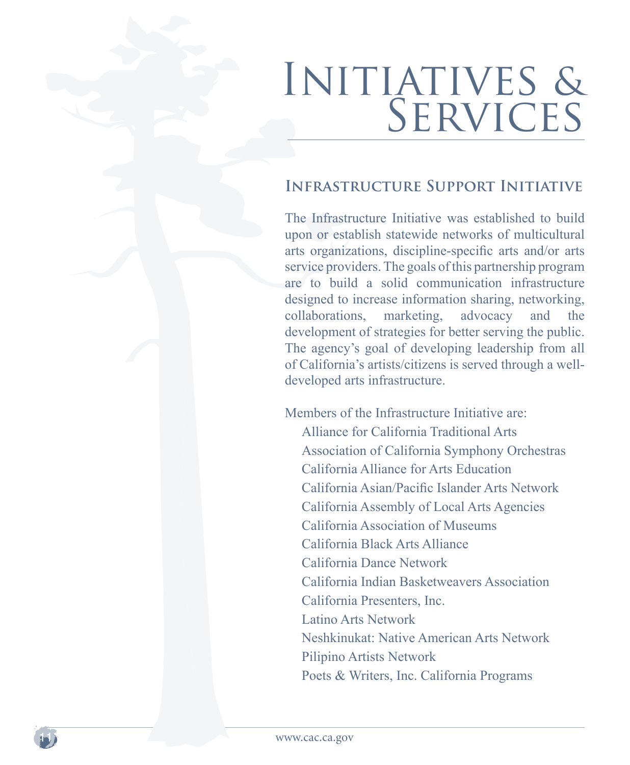# Initiatives & Services

## Infrastructure Support Initiative

The Infrastructure Initiative was established to build upon or establish statewide networks of multicultural arts organizations, discipline-specific arts and/or arts service providers. The goals of this partnership program are to build a solid communication infrastructure designed to increase information sharing, networking, collaborations, marketing, advocacy and the development of strategies for better serving the public. The agency's goal of developing leadership from all of California's artists/citizens is served through a well-developed arts infrastructure.

Members of the Infrastructure Initiative are:

- Alliance for California Traditional Arts
- Association of California Symphony Orchestras
- California Alliance for Arts Education
- California Asian/Pacific Islander Arts Network
- California Assembly of Local Arts Agencies
- California Association of Museums
- California Black Arts Alliance
- California Dance Network
- California Indian Basketweavers Association
- California Presenters, Inc.
- Latino Arts Network
- Neshkinukat: Native American Arts Network
- Pilipino Artists Network
- Poets & Writers, Inc. California Programs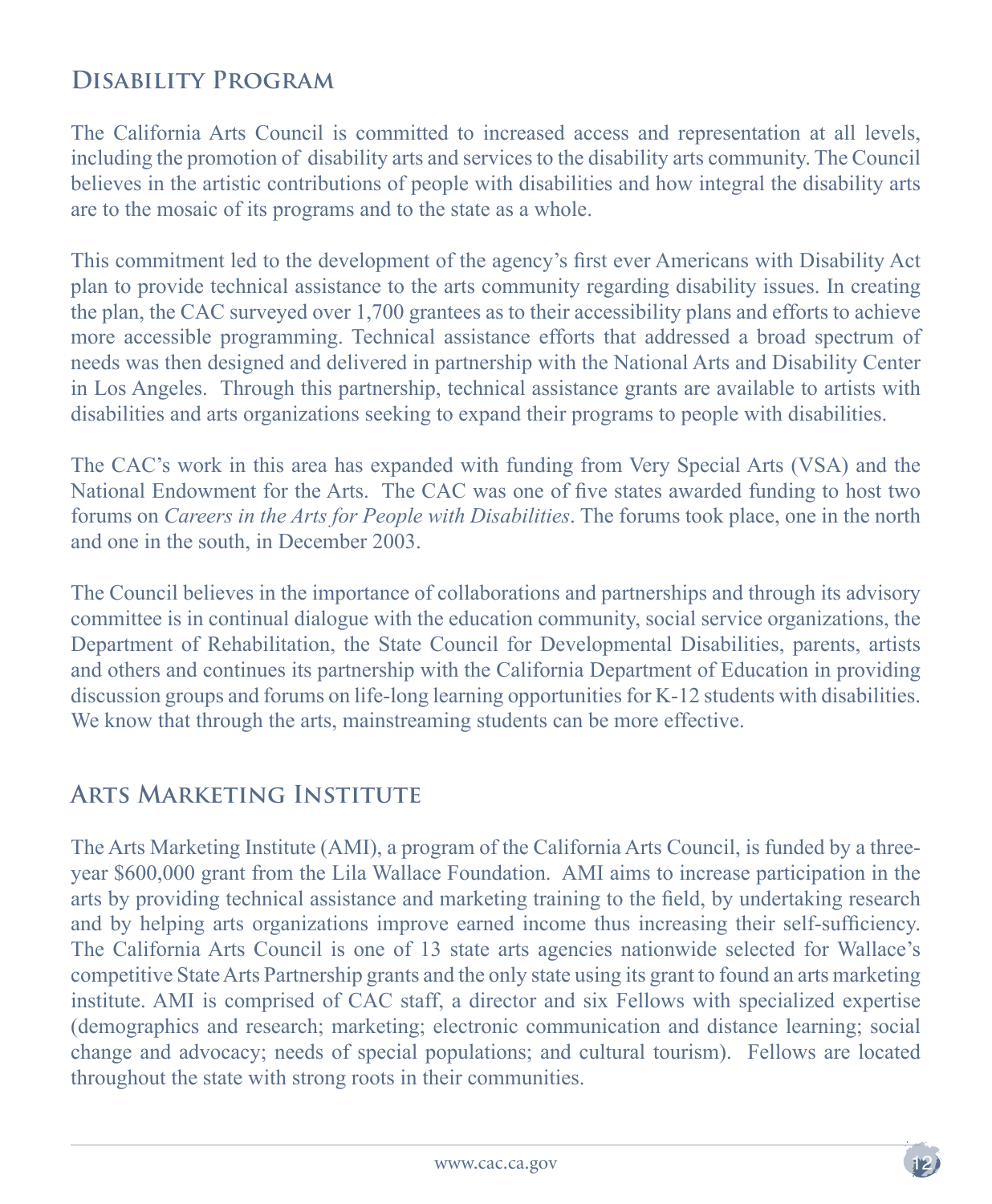## Disability Program

The California Arts Council is committed to increased access and representation at all levels, including the promotion of disability arts and services to the disability arts community. The Council believes in the artistic contributions of people with disabilities and how integral the disability arts are to the mosaic of its programs and to the state as a whole.

This commitment led to the development of the agency's first ever Americans with Disability Act plan to provide technical assistance to the arts community regarding disability issues. In creating the plan, the CAC surveyed over 1,700 grantees as to their accessibility plans and efforts to achieve more accessible programming. Technical assistance efforts that addressed a broad spectrum of needs was then designed and delivered in partnership with the National Arts and Disability Center in Los Angeles. Through this partnership, technical assistance grants are available to artists with disabilities and arts organizations seeking to expand their programs to people with disabilities.

The CAC's work in this area has expanded with funding from Very Special Arts (VSA) and the National Endowment for the Arts. The CAC was one of five states awarded funding to host two forums on *Careers in the Arts for People with Disabilities*. The forums took place, one in the north and one in the south, in December 2003.

The Council believes in the importance of collaborations and partnerships and through its advisory committee is in continual dialogue with the education community, social service organizations, the Department of Rehabilitation, the State Council for Developmental Disabilities, parents, artists and others and continues its partnership with the California Department of Education in providing discussion groups and forums on life-long learning opportunities for K-12 students with disabilities. We know that through the arts, mainstreaming students can be more effective.

## Arts Marketing Institute

The Arts Marketing Institute (AMI), a program of the California Arts Council, is funded by a three-year $600,000 grant from the Lila Wallace Foundation. AMI aims to increase participation in the arts by providing technical assistance and marketing training to the field, by undertaking research and by helping arts organizations improve earned income thus increasing their self-sufficiency. The California Arts Council is one of 13 state arts agencies nationwide selected for Wallace's competitive State Arts Partnership grants and the only state using its grant to found an arts marketing institute. AMI is comprised of CAC staff, a director and six Fellows with specialized expertise (demographics and research; marketing; electronic communication and distance learning; social change and advocacy; needs of special populations; and cultural tourism). Fellows are located throughout the state with strong roots in their communities.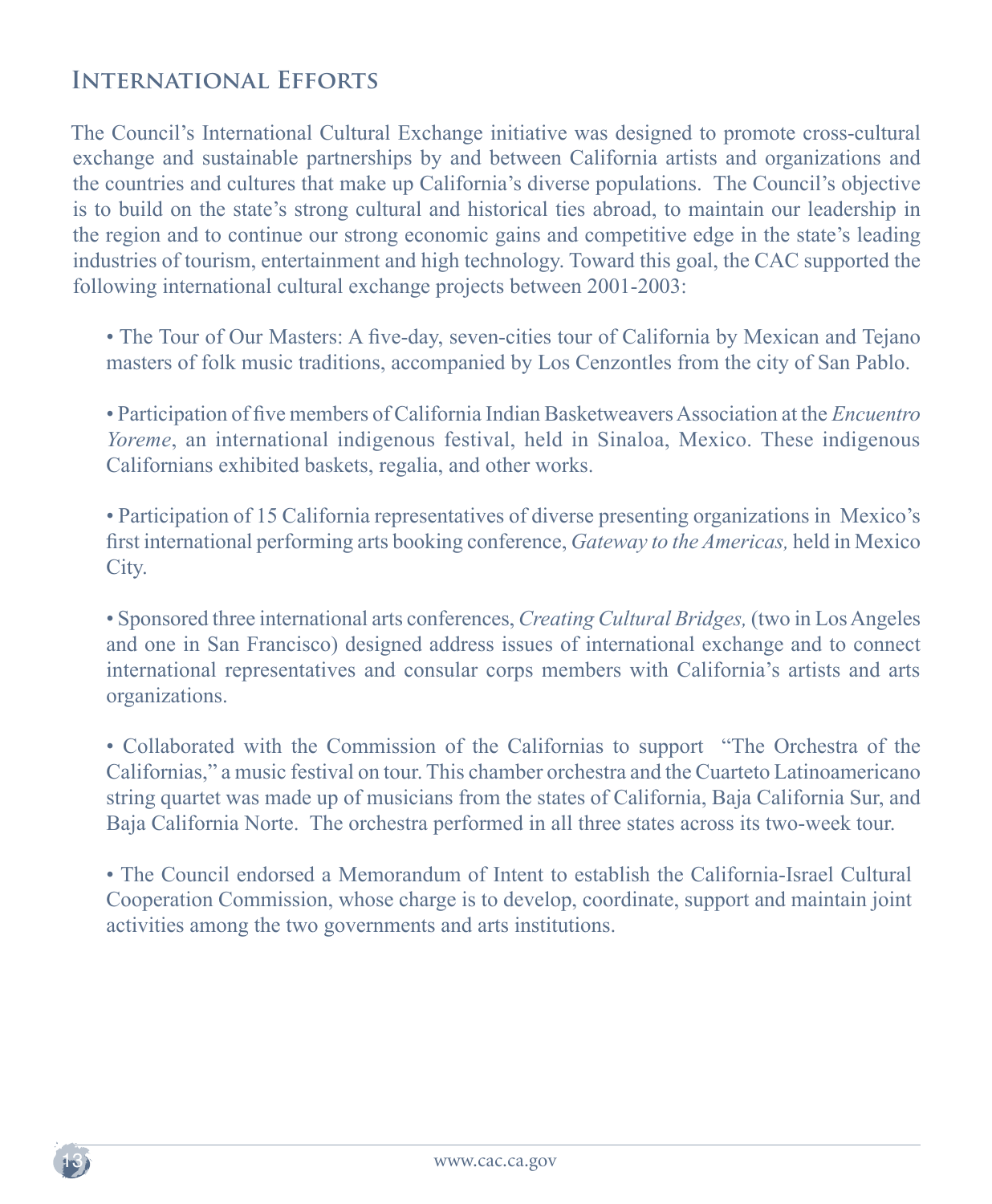## International Efforts

The Council's International Cultural Exchange initiative was designed to promote cross-cultural exchange and sustainable partnerships by and between California artists and organizations and the countries and cultures that make up California's diverse populations. The Council's objective is to build on the state's strong cultural and historical ties abroad, to maintain our leadership in the region and to continue our strong economic gains and competitive edge in the state's leading industries of tourism, entertainment and high technology. Toward this goal, the CAC supported the following international cultural exchange projects between 2001-2003:

- The Tour of Our Masters: A five-day, seven-cities tour of California by Mexican and Tejano masters of folk music traditions, accompanied by Los Cenzontles from the city of San Pablo.

- Participation of five members of California Indian Basketweavers Association at the *Encuentro Yoreme*, an international indigenous festival, held in Sinaloa, Mexico. These indigenous Californians exhibited baskets, regalia, and other works.

- Participation of 15 California representatives of diverse presenting organizations in Mexico's first international performing arts booking conference, *Gateway to the Americas,* held in Mexico City.

- Sponsored three international arts conferences, *Creating Cultural Bridges,* (two in Los Angeles and one in San Francisco) designed address issues of international exchange and to connect international representatives and consular corps members with California's artists and arts organizations.

- Collaborated with the Commission of the Californias to support "The Orchestra of the Californias," a music festival on tour. This chamber orchestra and the Cuarteto Latinoamericano string quartet was made up of musicians from the states of California, Baja California Sur, and Baja California Norte. The orchestra performed in all three states across its two-week tour.

- The Council endorsed a Memorandum of Intent to establish the California-Israel Cultural Cooperation Commission, whose charge is to develop, coordinate, support and maintain joint activities among the two governments and arts institutions.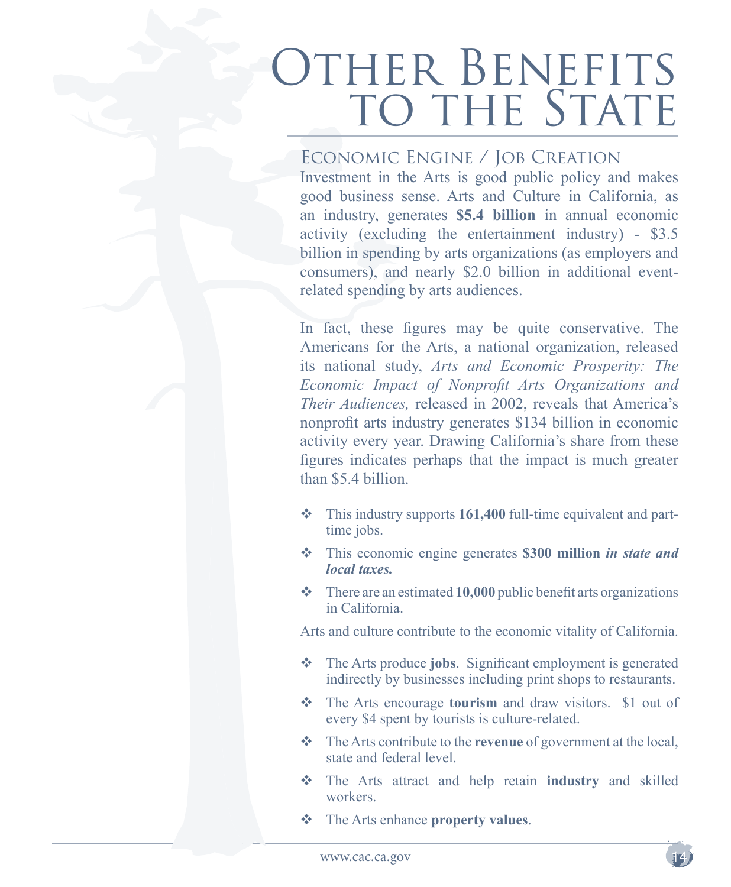# Other Benefits to the State

## Economic Engine / Job Creation

Investment in the Arts is good public policy and makes good business sense. Arts and Culture in California, as an industry, generates **$5.4 billion** in annual economic activity (excluding the entertainment industry) - $3.5 billion in spending by arts organizations (as employers and consumers), and nearly $2.0 billion in additional event-related spending by arts audiences.

In fact, these figures may be quite conservative. The Americans for the Arts, a national organization, released its national study, *Arts and Economic Prosperity: The Economic Impact of Nonprofit Arts Organizations and Their Audiences,* released in 2002, reveals that America's nonprofit arts industry generates $134 billion in economic activity every year. Drawing California's share from these figures indicates perhaps that the impact is much greater than $5.4 billion.

- This industry supports **161,400** full-time equivalent and part-time jobs.
- This economic engine generates **$300 million *in state and local taxes.***
- There are an estimated **10,000** public benefit arts organizations in California.

Arts and culture contribute to the economic vitality of California.

- The Arts produce **jobs**. Significant employment is generated indirectly by businesses including print shops to restaurants.
- The Arts encourage **tourism** and draw visitors. $1 out of every $4 spent by tourists is culture-related.
- The Arts contribute to the **revenue** of government at the local, state and federal level.
- The Arts attract and help retain **industry** and skilled workers.
- The Arts enhance **property values**.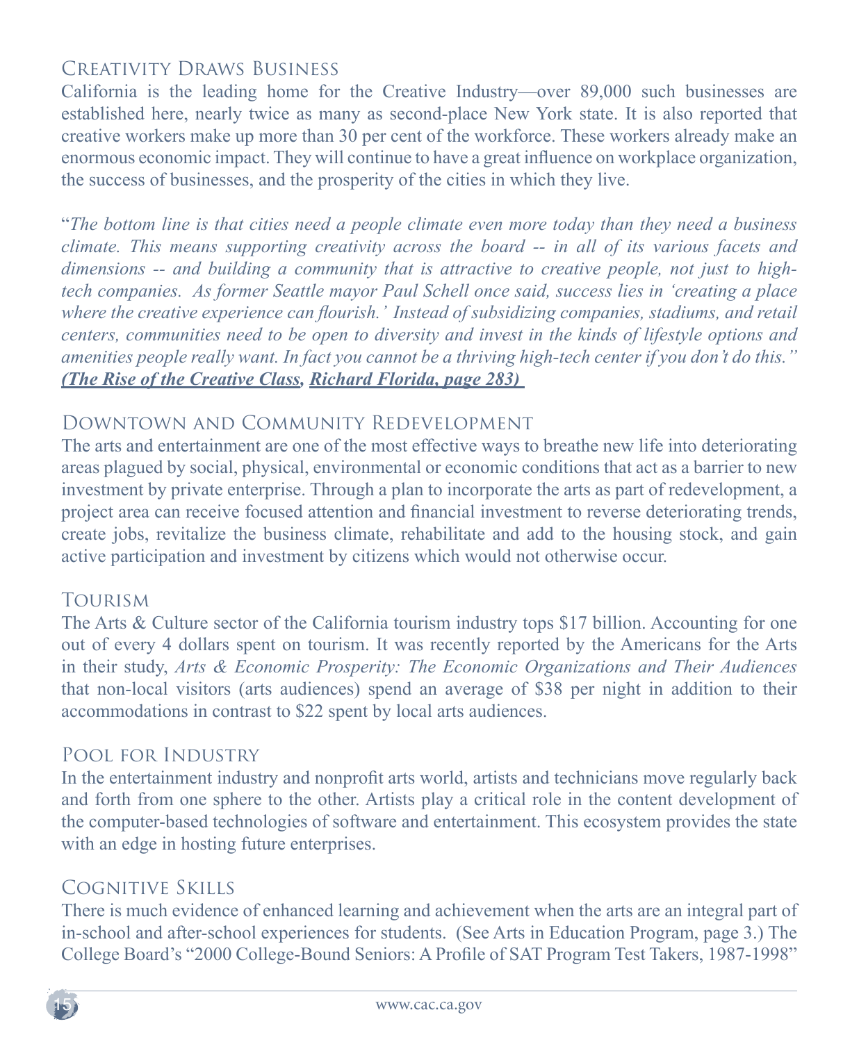## Creativity Draws Business

California is the leading home for the Creative Industry—over 89,000 such businesses are established here, nearly twice as many as second-place New York state. It is also reported that creative workers make up more than 30 per cent of the workforce. These workers already make an enormous economic impact. They will continue to have a great influence on workplace organization, the success of businesses, and the prosperity of the cities in which they live.

"*The bottom line is that cities need a people climate even more today than they need a business climate. This means supporting creativity across the board -- in all of its various facets and dimensions -- and building a community that is attractive to creative people, not just to high-tech companies. As former Seattle mayor Paul Schell once said, success lies in 'creating a place where the creative experience can flourish.' Instead of subsidizing companies, stadiums, and retail centers, communities need to be open to diversity and invest in the kinds of lifestyle options and amenities people really want. In fact you cannot be a thriving high-tech center if you don't do this."*
***(The Rise of the Creative Class, Richard Florida, page 283)***

## Downtown and Community Redevelopment

The arts and entertainment are one of the most effective ways to breathe new life into deteriorating areas plagued by social, physical, environmental or economic conditions that act as a barrier to new investment by private enterprise. Through a plan to incorporate the arts as part of redevelopment, a project area can receive focused attention and financial investment to reverse deteriorating trends, create jobs, revitalize the business climate, rehabilitate and add to the housing stock, and gain active participation and investment by citizens which would not otherwise occur.

## Tourism

The Arts & Culture sector of the California tourism industry tops $17 billion. Accounting for one out of every 4 dollars spent on tourism. It was recently reported by the Americans for the Arts in their study, *Arts & Economic Prosperity: The Economic Organizations and Their Audiences* that non-local visitors (arts audiences) spend an average of $38 per night in addition to their accommodations in contrast to $22 spent by local arts audiences.

## Pool for Industry

In the entertainment industry and nonprofit arts world, artists and technicians move regularly back and forth from one sphere to the other. Artists play a critical role in the content development of the computer-based technologies of software and entertainment. This ecosystem provides the state with an edge in hosting future enterprises.

## Cognitive Skills

There is much evidence of enhanced learning and achievement when the arts are an integral part of in-school and after-school experiences for students. (See Arts in Education Program, page 3.) The College Board's "2000 College-Bound Seniors: A Profile of SAT Program Test Takers, 1987-1998"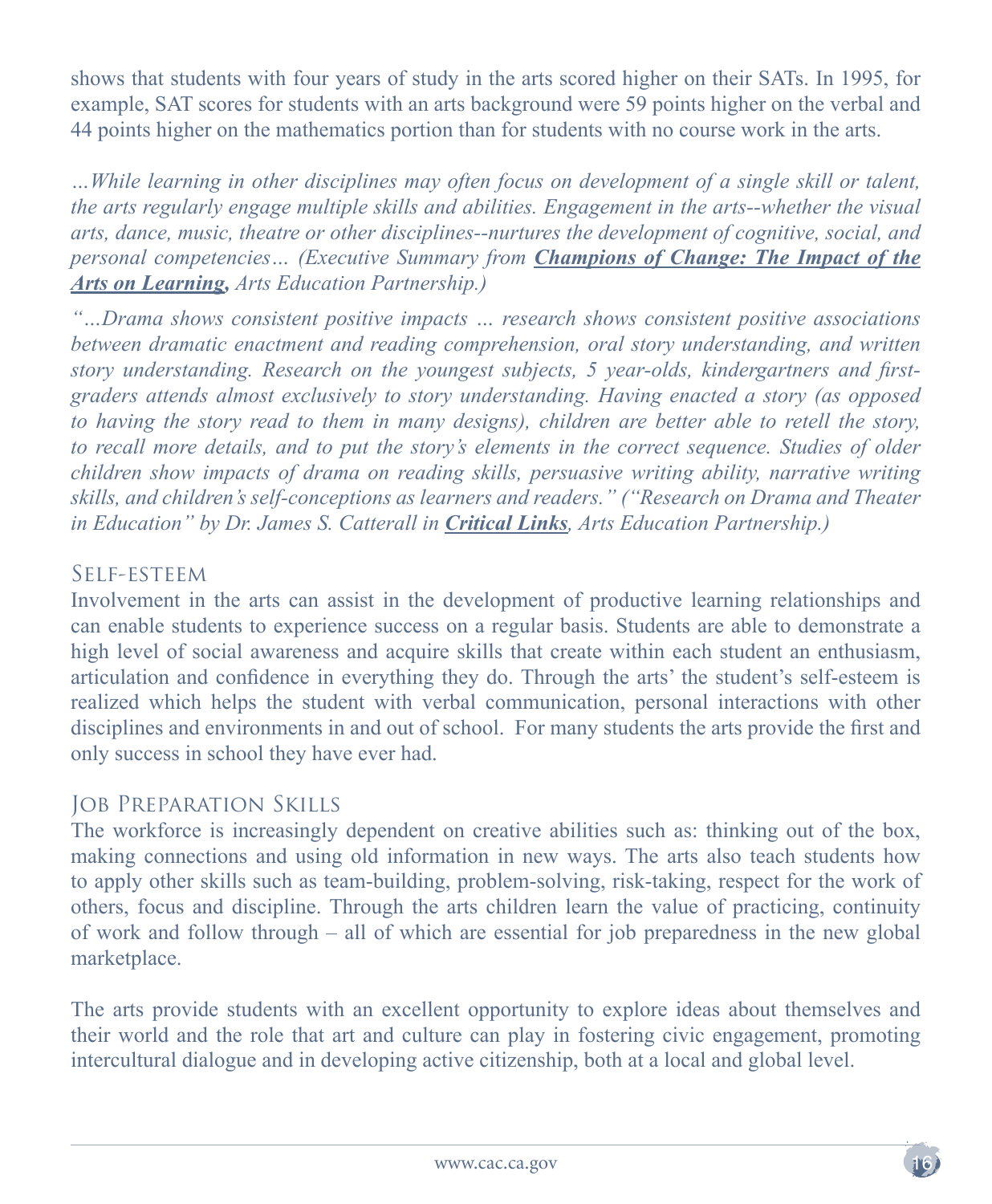shows that students with four years of study in the arts scored higher on their SATs. In 1995, for example, SAT scores for students with an arts background were 59 points higher on the verbal and 44 points higher on the mathematics portion than for students with no course work in the arts.

*…While learning in other disciplines may often focus on development of a single skill or talent, the arts regularly engage multiple skills and abilities. Engagement in the arts--whether the visual arts, dance, music, theatre or other disciplines--nurtures the development of cognitive, social, and personal competencies… (Executive Summary from **Champions of Change: The Impact of the Arts on Learning,** Arts Education Partnership.)*

*"…Drama shows consistent positive impacts … research shows consistent positive associations between dramatic enactment and reading comprehension, oral story understanding, and written story understanding. Research on the youngest subjects, 5 year-olds, kindergartners and first-graders attends almost exclusively to story understanding. Having enacted a story (as opposed to having the story read to them in many designs), children are better able to retell the story, to recall more details, and to put the story's elements in the correct sequence. Studies of older children show impacts of drama on reading skills, persuasive writing ability, narrative writing skills, and children's self-conceptions as learners and readers." ("Research on Drama and Theater in Education" by Dr. James S. Catterall in **Critical Links**, Arts Education Partnership.)*

## Self-esteem

Involvement in the arts can assist in the development of productive learning relationships and can enable students to experience success on a regular basis. Students are able to demonstrate a high level of social awareness and acquire skills that create within each student an enthusiasm, articulation and confidence in everything they do. Through the arts' the student's self-esteem is realized which helps the student with verbal communication, personal interactions with other disciplines and environments in and out of school. For many students the arts provide the first and only success in school they have ever had.

## Job Preparation Skills

The workforce is increasingly dependent on creative abilities such as: thinking out of the box, making connections and using old information in new ways. The arts also teach students how to apply other skills such as team-building, problem-solving, risk-taking, respect for the work of others, focus and discipline. Through the arts children learn the value of practicing, continuity of work and follow through – all of which are essential for job preparedness in the new global marketplace.

The arts provide students with an excellent opportunity to explore ideas about themselves and their world and the role that art and culture can play in fostering civic engagement, promoting intercultural dialogue and in developing active citizenship, both at a local and global level.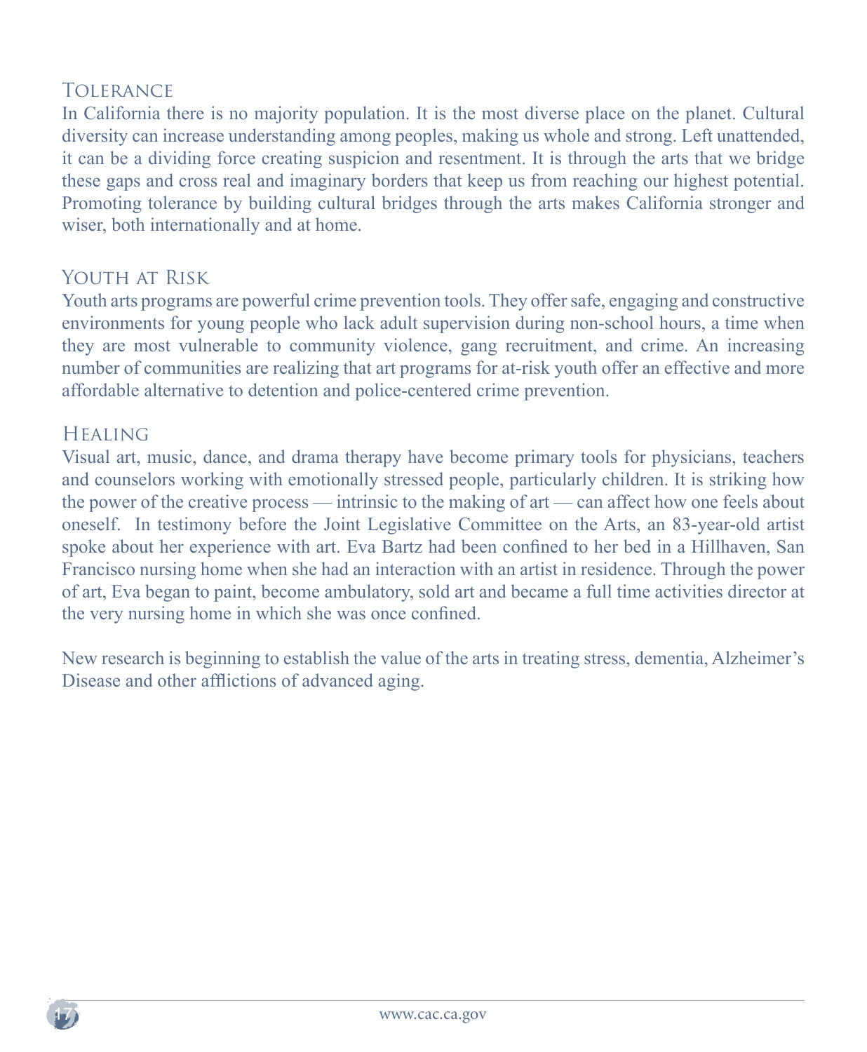## Tolerance

In California there is no majority population. It is the most diverse place on the planet. Cultural diversity can increase understanding among peoples, making us whole and strong. Left unattended, it can be a dividing force creating suspicion and resentment. It is through the arts that we bridge these gaps and cross real and imaginary borders that keep us from reaching our highest potential. Promoting tolerance by building cultural bridges through the arts makes California stronger and wiser, both internationally and at home.

## Youth at Risk

Youth arts programs are powerful crime prevention tools. They offer safe, engaging and constructive environments for young people who lack adult supervision during non-school hours, a time when they are most vulnerable to community violence, gang recruitment, and crime. An increasing number of communities are realizing that art programs for at-risk youth offer an effective and more affordable alternative to detention and police-centered crime prevention.

## Healing

Visual art, music, dance, and drama therapy have become primary tools for physicians, teachers and counselors working with emotionally stressed people, particularly children. It is striking how the power of the creative process — intrinsic to the making of art — can affect how one feels about oneself. In testimony before the Joint Legislative Committee on the Arts, an 83-year-old artist spoke about her experience with art. Eva Bartz had been confined to her bed in a Hillhaven, San Francisco nursing home when she had an interaction with an artist in residence. Through the power of art, Eva began to paint, become ambulatory, sold art and became a full time activities director at the very nursing home in which she was once confined.

New research is beginning to establish the value of the arts in treating stress, dementia, Alzheimer's Disease and other afflictions of advanced aging.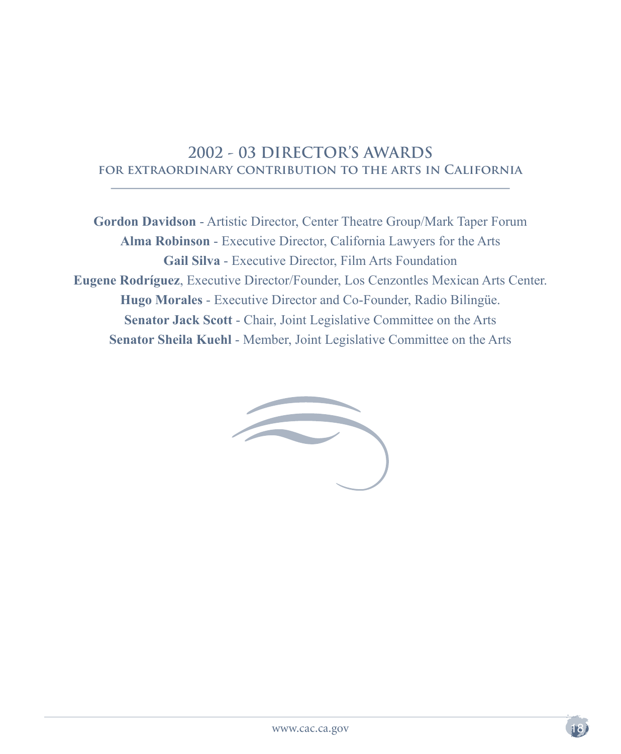## 2002 - 03 DIRECTOR'S AWARDS
### for extraordinary contribution to the arts in California

**Gordon Davidson** - Artistic Director, Center Theatre Group/Mark Taper Forum

**Alma Robinson** - Executive Director, California Lawyers for the Arts

**Gail Silva** - Executive Director, Film Arts Foundation

**Eugene Rodríguez**, Executive Director/Founder, Los Cenzontles Mexican Arts Center.

**Hugo Morales** - Executive Director and Co-Founder, Radio Bilingüe.

**Senator Jack Scott** - Chair, Joint Legislative Committee on the Arts

**Senator Sheila Kuehl** - Member, Joint Legislative Committee on the Arts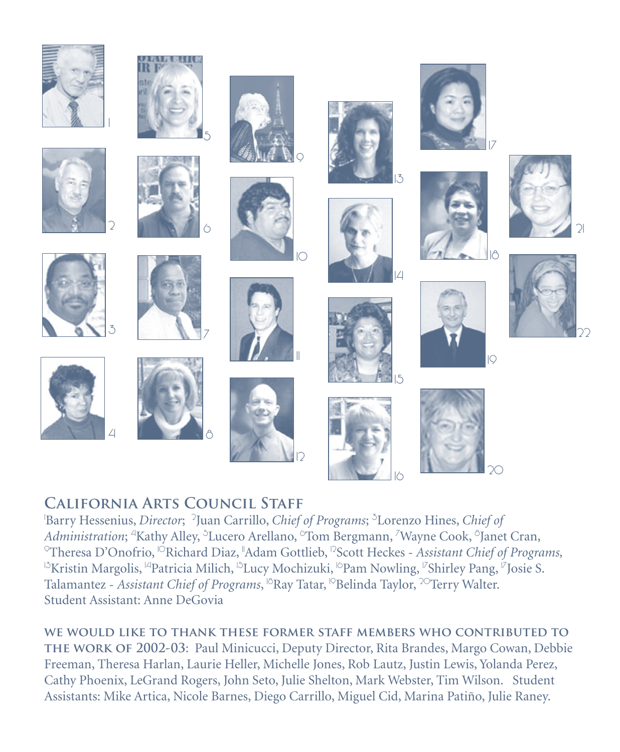## California Arts Council Staff

[1]Barry Hessenius, *Director*; [2]Juan Carrillo, *Chief of Programs*; [3]Lorenzo Hines, *Chief of Administration*; [4]Kathy Alley, [5]Lucero Arellano, [6]Tom Bergmann, [7]Wayne Cook, [8]Janet Cran, [9]Theresa D'Onofrio, [10]Richard Diaz, [11]Adam Gottlieb, [12]Scott Heckes - *Assistant Chief of Programs,* [13]Kristin Margolis, [14]Patricia Milich, [15]Lucy Mochizuki, [16]Pam Nowling, [17]Shirley Pang, [17]Josie S. Talamantez - *Assistant Chief of Programs*, [18]Ray Tatar, [19]Belinda Taylor, [20]Terry Walter.
Student Assistant: Anne DeGovia

**WE WOULD LIKE TO THANK THESE FORMER STAFF MEMBERS WHO CONTRIBUTED TO THE WORK OF 2002-03**: Paul Minicucci, Deputy Director, Rita Brandes, Margo Cowan, Debbie Freeman, Theresa Harlan, Laurie Heller, Michelle Jones, Rob Lautz, Justin Lewis, Yolanda Perez, Cathy Phoenix, LeGrand Rogers, John Seto, Julie Shelton, Mark Webster, Tim Wilson. Student Assistants: Mike Artica, Nicole Barnes, Diego Carrillo, Miguel Cid, Marina Patiño, Julie Raney.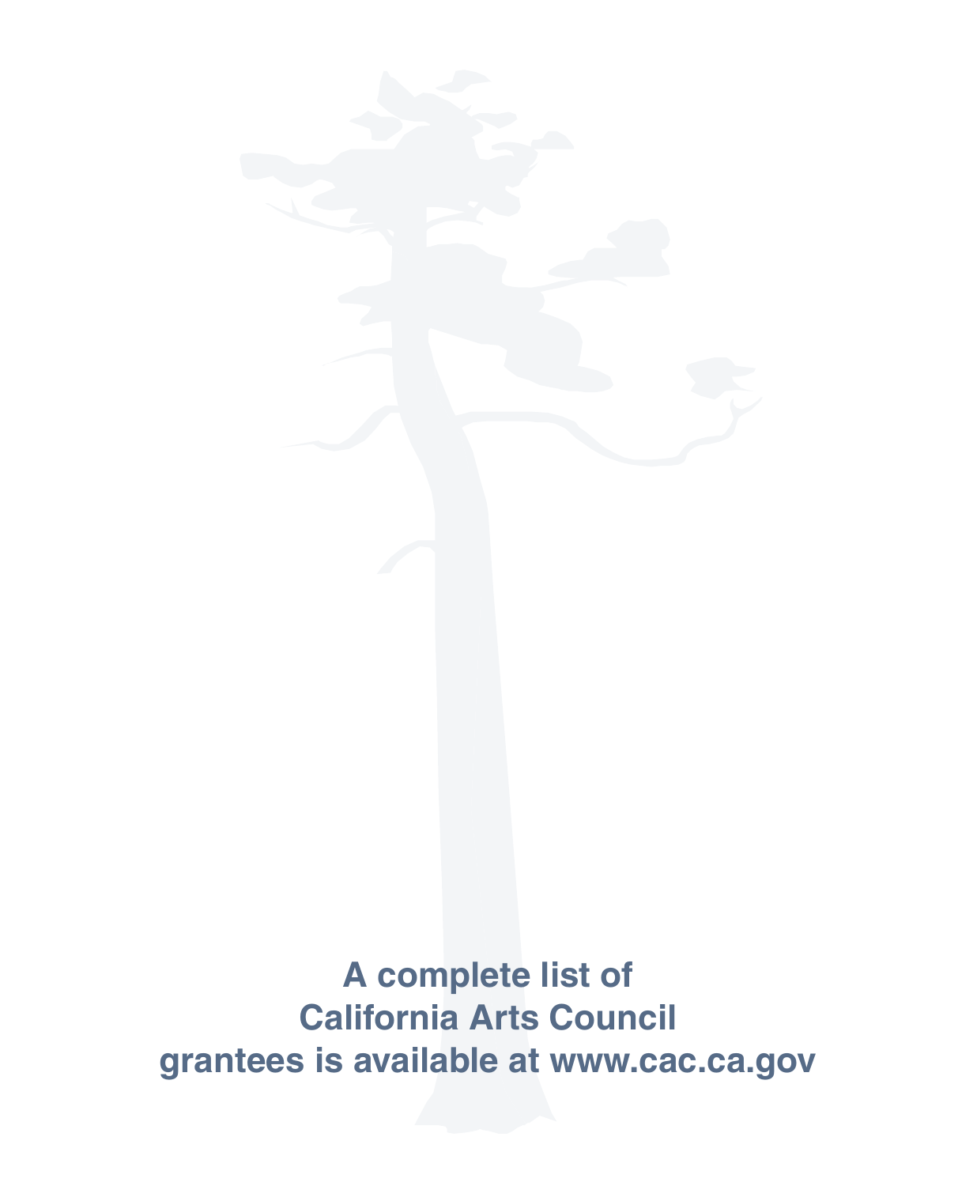**A complete list of California Arts Council grantees is available at www.cac.ca.gov**